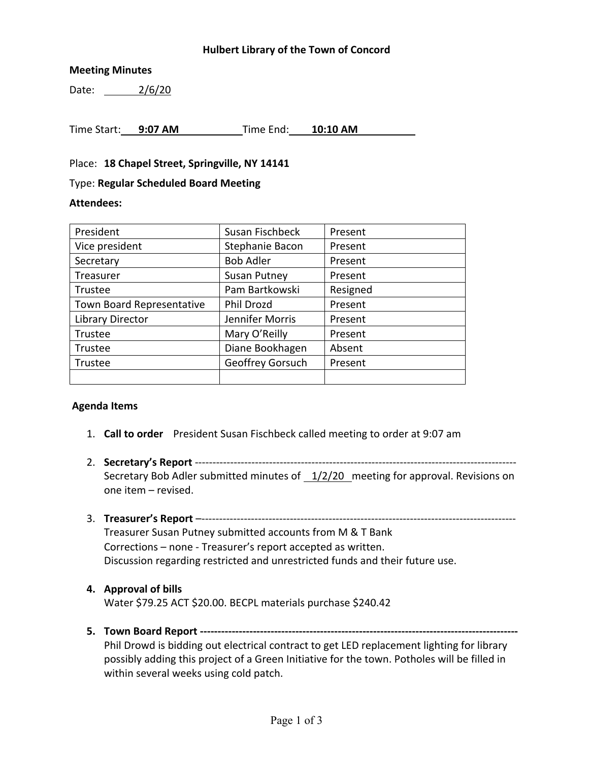# Hulbert Library of the Town of Concord

**Meeting Minutes**

Date: 2/6/20

Time Start: **9:07 AM** Time End: **10:10 AM**

Place: **18 Chapel Street, Springville, NY 14141**

Type: **Regular Scheduled Board Meeting**

**Attendees:**

| | | |
|---|---|---|
| President | Susan Fischbeck | Present |
| Vice president | Stephanie Bacon | Present |
| Secretary | Bob Adler | Present |
| Treasurer | Susan Putney | Present |
| Trustee | Pam Bartkowski | Resigned |
| Town Board Representative | Phil Drozd | Present |
| Library Director | Jennifer Morris | Present |
| Trustee | Mary O'Reilly | Present |
| Trustee | Diane Bookhagen | Absent |
| Trustee | Geoffrey Gorsuch | Present |
| | | |

**Agenda Items**

1. **Call to order** President Susan Fischbeck called meeting to order at 9:07 am

2. **Secretary's Report** -----------------------------------------------------------------------------------------
   Secretary Bob Adler submitted minutes of 1/2/20 meeting for approval. Revisions on one item – revised.

3. **Treasurer's Report** –----------------------------------------------------------------------------------------
   Treasurer Susan Putney submitted accounts from M & T Bank
   Corrections – none - Treasurer's report accepted as written.
   Discussion regarding restricted and unrestricted funds and their future use.

4. **Approval of bills**
   Water $79.25 ACT $20.00. BECPL materials purchase $240.42

5. **Town Board Report ------------------------------------------------------------------------------------------**
   Phil Drowd is bidding out electrical contract to get LED replacement lighting for library possibly adding this project of a Green Initiative for the town. Potholes will be filled in within several weeks using cold patch.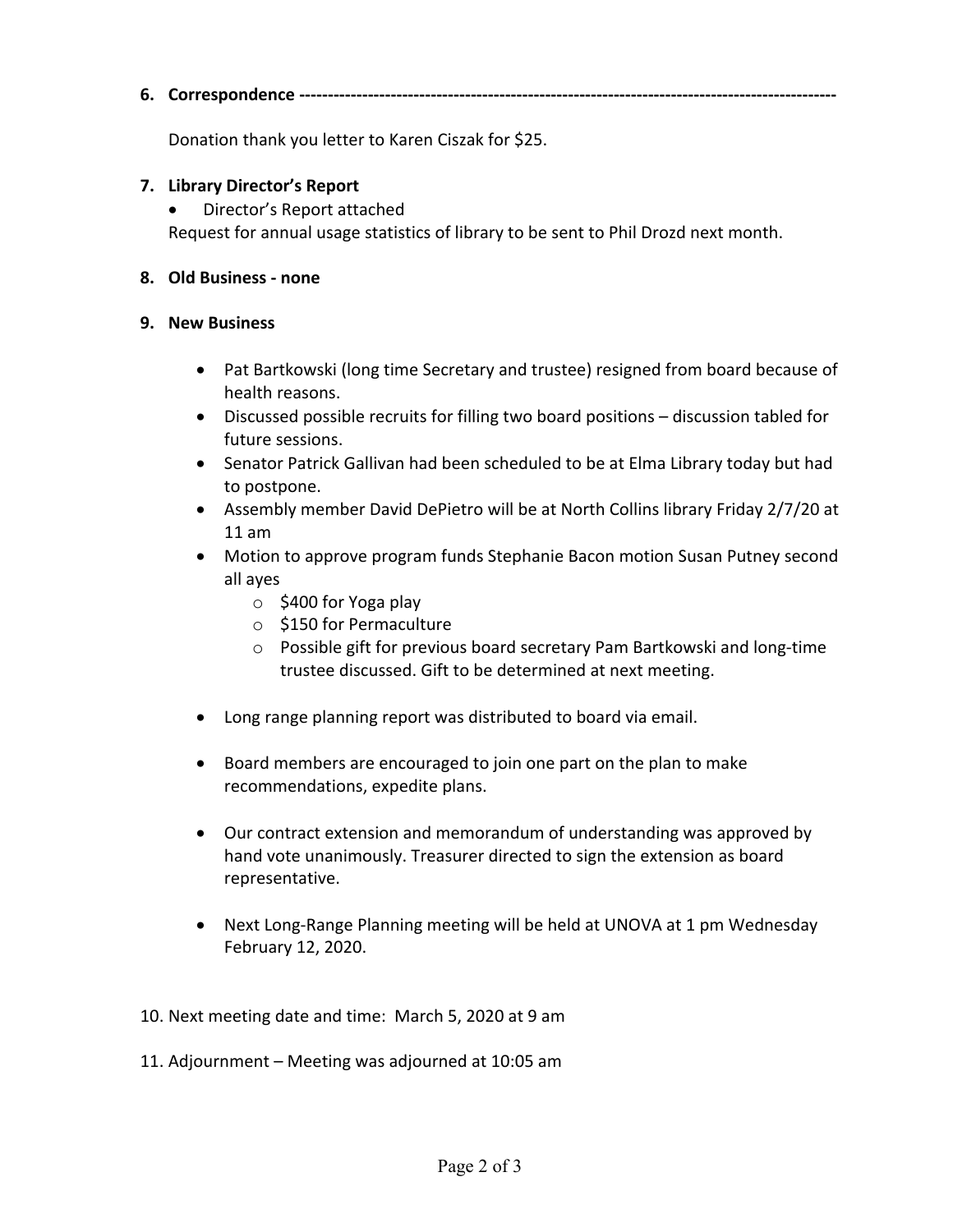**6. Correspondence** ------------------------------------------------------------------------------------------------

Donation thank you letter to Karen Ciszak for $25.

**7. Library Director's Report**

- Director's Report attached

Request for annual usage statistics of library to be sent to Phil Drozd next month.

**8. Old Business - none**

**9. New Business**

- Pat Bartkowski (long time Secretary and trustee) resigned from board because of health reasons.
- Discussed possible recruits for filling two board positions – discussion tabled for future sessions.
- Senator Patrick Gallivan had been scheduled to be at Elma Library today but had to postpone.
- Assembly member David DePietro will be at North Collins library Friday 2/7/20 at 11 am
- Motion to approve program funds Stephanie Bacon motion Susan Putney second all ayes
    - $400 for Yoga play
    - $150 for Permaculture
    - Possible gift for previous board secretary Pam Bartkowski and long-time trustee discussed. Gift to be determined at next meeting.

- Long range planning report was distributed to board via email.

- Board members are encouraged to join one part on the plan to make recommendations, expedite plans.

- Our contract extension and memorandum of understanding was approved by hand vote unanimously. Treasurer directed to sign the extension as board representative.

- Next Long-Range Planning meeting will be held at UNOVA at 1 pm Wednesday February 12, 2020.

10. Next meeting date and time: March 5, 2020 at 9 am

11. Adjournment – Meeting was adjourned at 10:05 am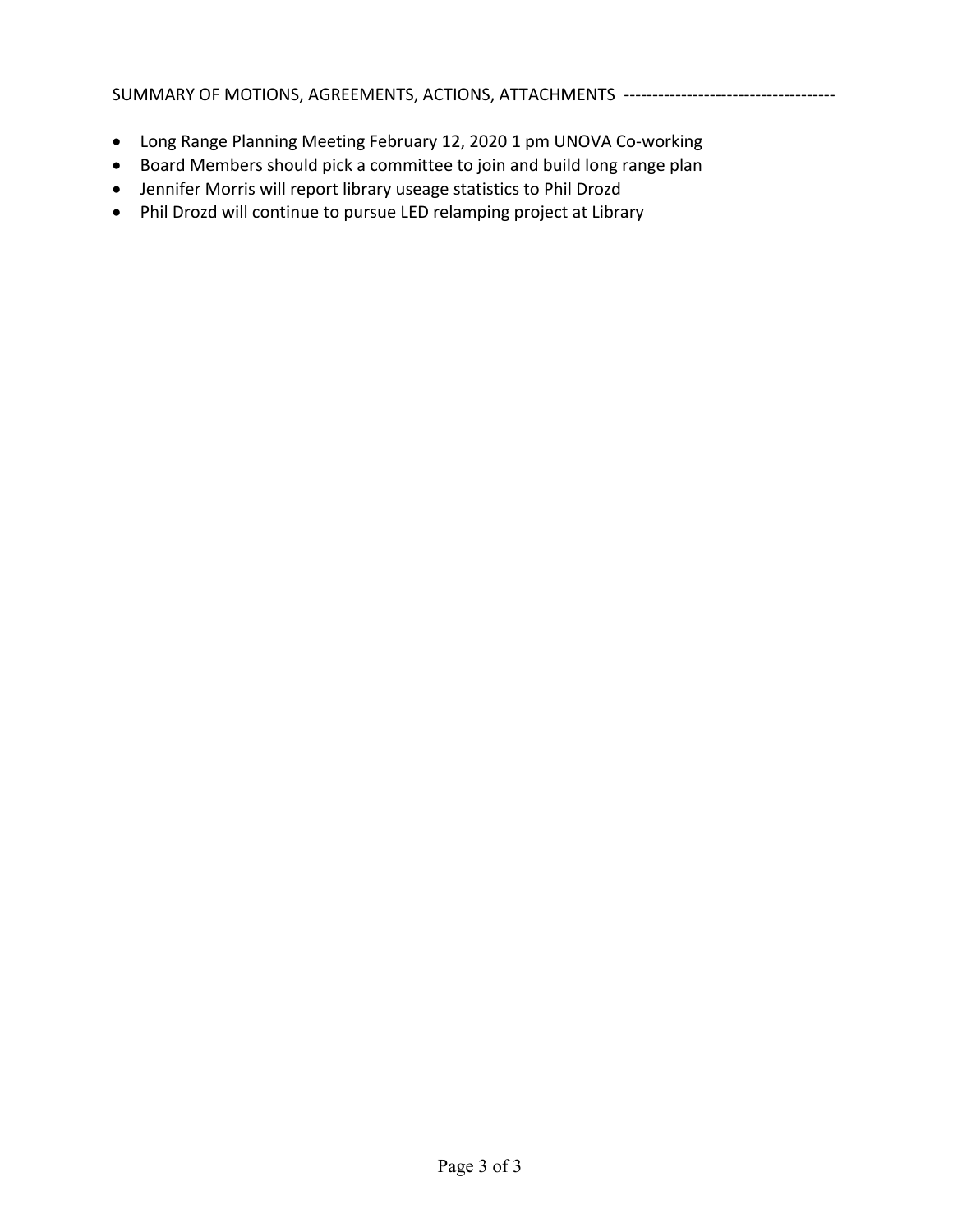SUMMARY OF MOTIONS, AGREEMENTS, ACTIONS, ATTACHMENTS -------------------------------------

- Long Range Planning Meeting February 12, 2020 1 pm UNOVA Co-working
- Board Members should pick a committee to join and build long range plan
- Jennifer Morris will report library useage statistics to Phil Drozd
- Phil Drozd will continue to pursue LED relamping project at Library